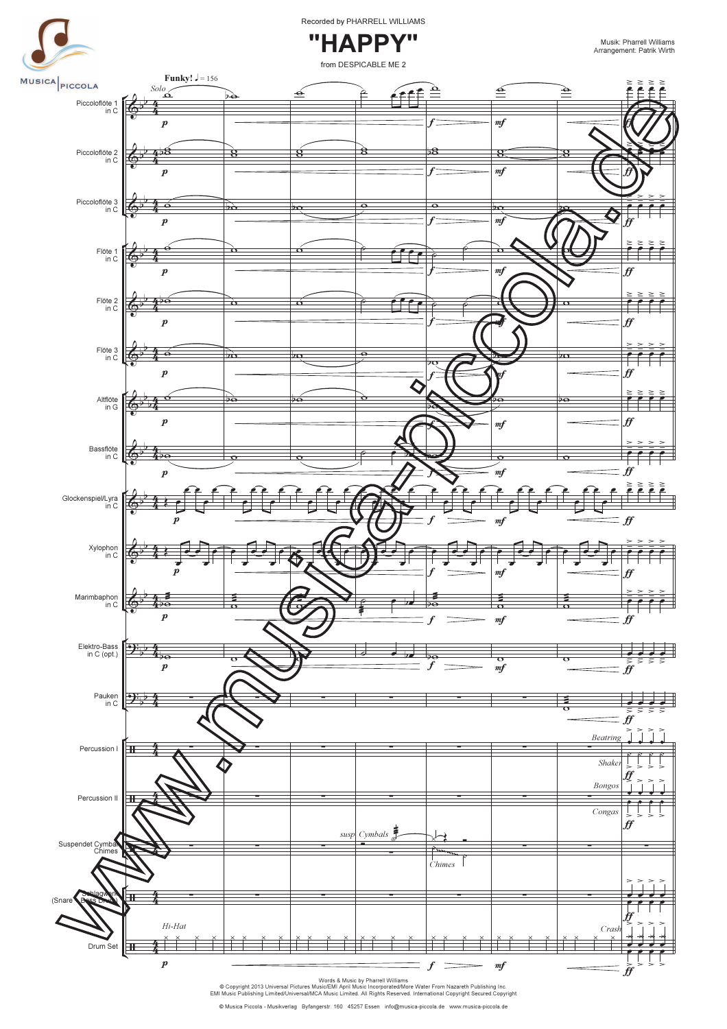Recorded by PHARRELL WILLIAMS

# "HAPPY"

from DESPICABLE ME 2

Musik: Pharrell Williams
Arrangement: Patrik Wirth

Words & Music by Pharrell Williams
© Copyright 2013 Universal Pictures Music/EMI April Music Incorporated/More Water From Nazareth Publishing Inc.
EMI Music Publishing Limited/Universal/MCA Music Limited. All Rights Reserved. International Copyright Secured.Copyright

© Musica Piccola - Musikverlag Byfangerstr. 160 45257 Essen info@musica-piccola.de www.musica-piccola.de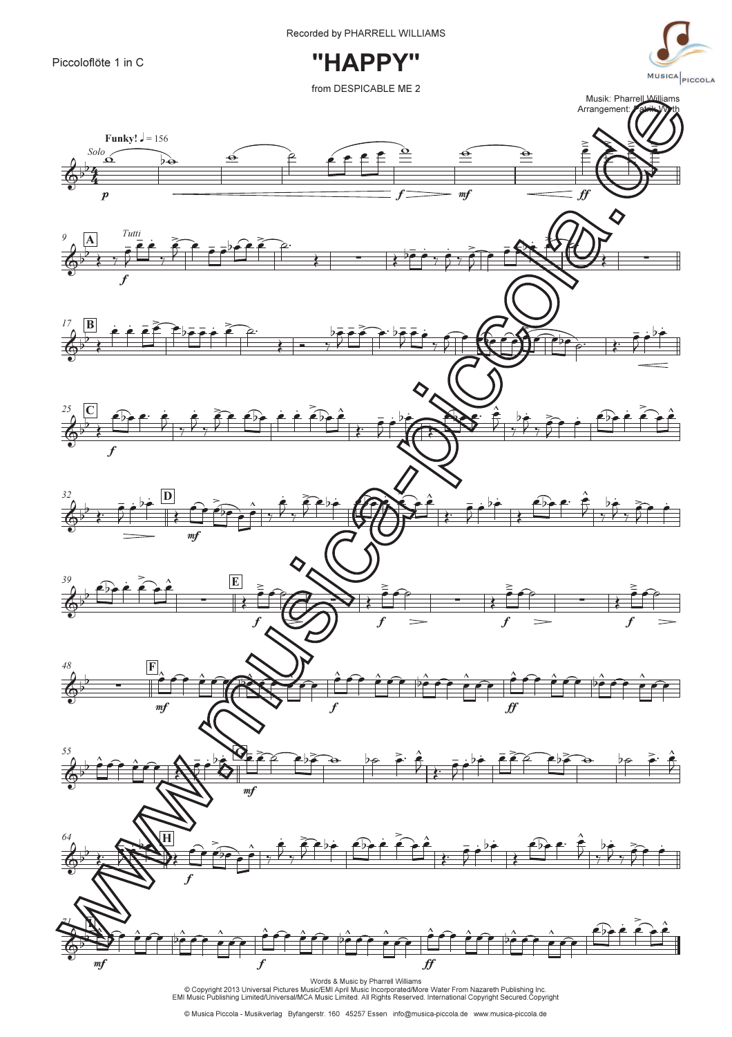Piccoloflöte 1 in C

Recorded by PHARRELL WILLIAMS

# "HAPPY"

from DESPICABLE ME 2

Musik: Pharrell Williams
Arrangement: Patrik Wirth

Words & Music by Pharrell Williams
© Copyright 2013 Universal Pictures Music/EMI April Music Incorporated/More Water From Nazareth Publishing Inc.
EMI Music Publishing Limited/Universal/MCA Music Limited. All Rights Reserved. International Copyright Secured.Copyright

© Musica Piccola - Musikverlag Byfangerstr. 160 45257 Essen info@musica-piccola.de www.musica-piccola.de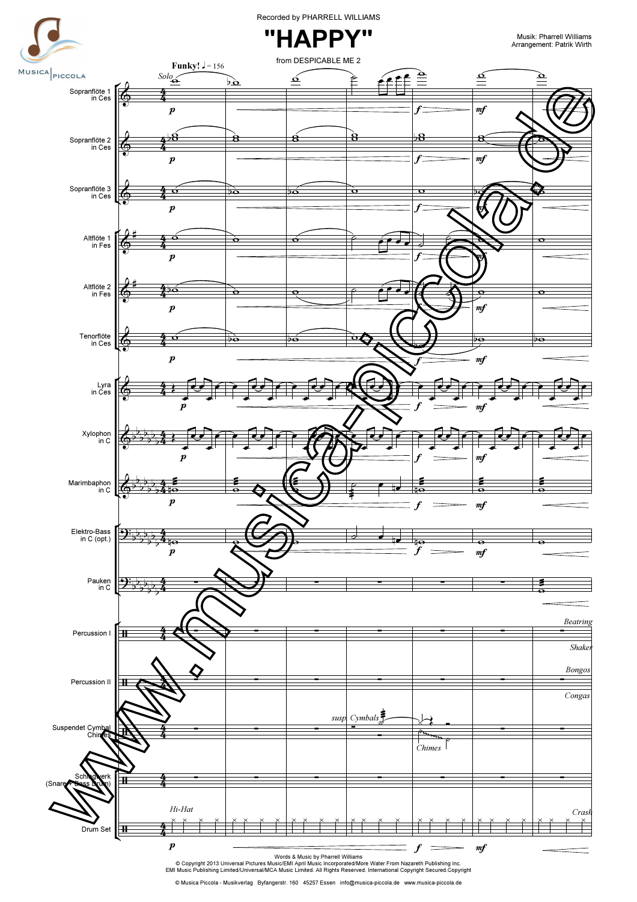Recorded by PHARRELL WILLIAMS

# "HAPPY"

from DESPICABLE ME 2

Musik: Pharrell Williams
Arrangement: Patrik Wirth

Words & Music by Pharrell Williams
© Copyright 2013 Universal Pictures Music/EMI April Music Incorporated/More Water From Nazareth Publishing Inc.
EMI Music Publishing Limited/Universal/MCA Music Limited. All Rights Reserved. International Copyright Secured.Copyright

© Musica Piccola - Musikverlag Byfangerstr. 160 45257 Essen info@musica-piccola.de www.musica-piccola.de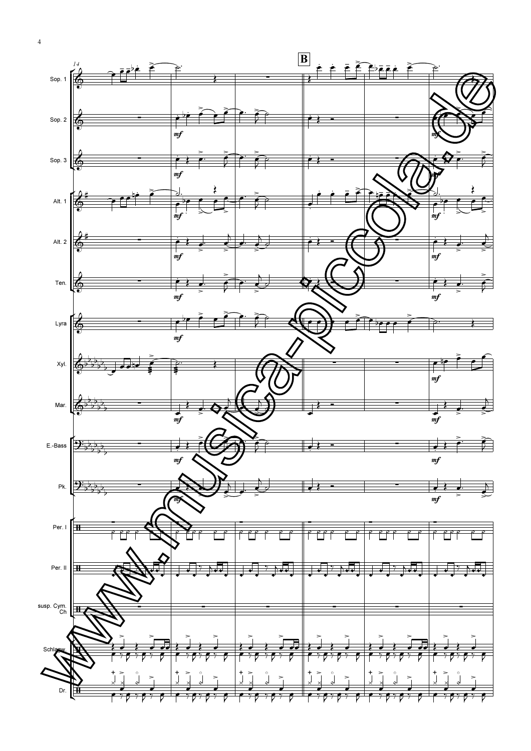**B**

Sop. 1

Sop. 2

Sop. 3

Alt. 1

Alt. 2

Ten.

Lyra

Xyl.

Mar.

E.-Bass

Pk.

Per. I

Per. II

susp. Cym. Ch

Schlagw.

Dr.

*mf*

www.musica-piccola.de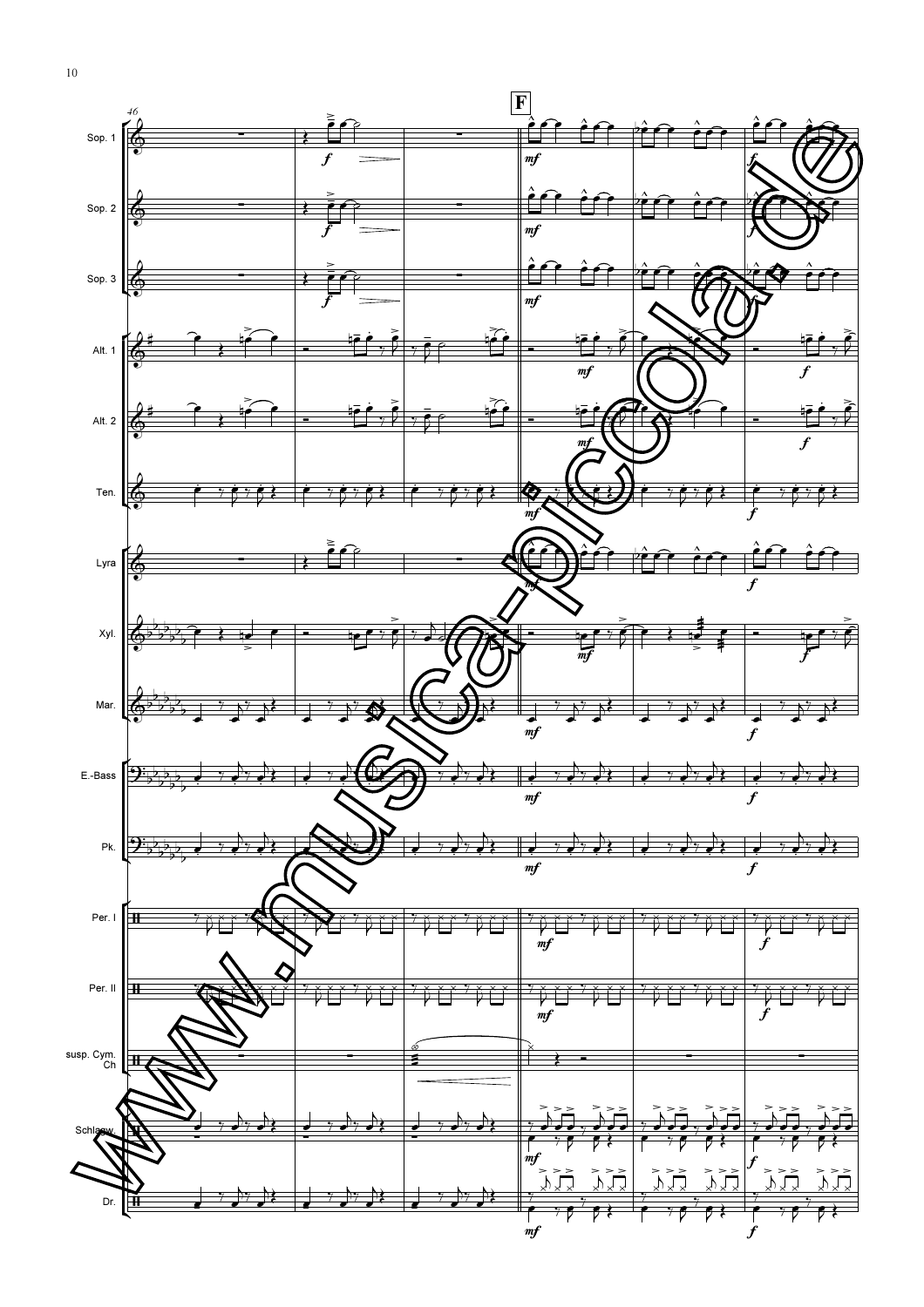**F**

46

Sop. 1

Sop. 2

Sop. 3

Alt. 1

Alt. 2

Ten.

Lyra

Xyl.

Mar.

E.-Bass

Pk.

Per. I

Per. II

susp. Cym. Ch

Schlagw.

Dr.

www.musica-piccola.de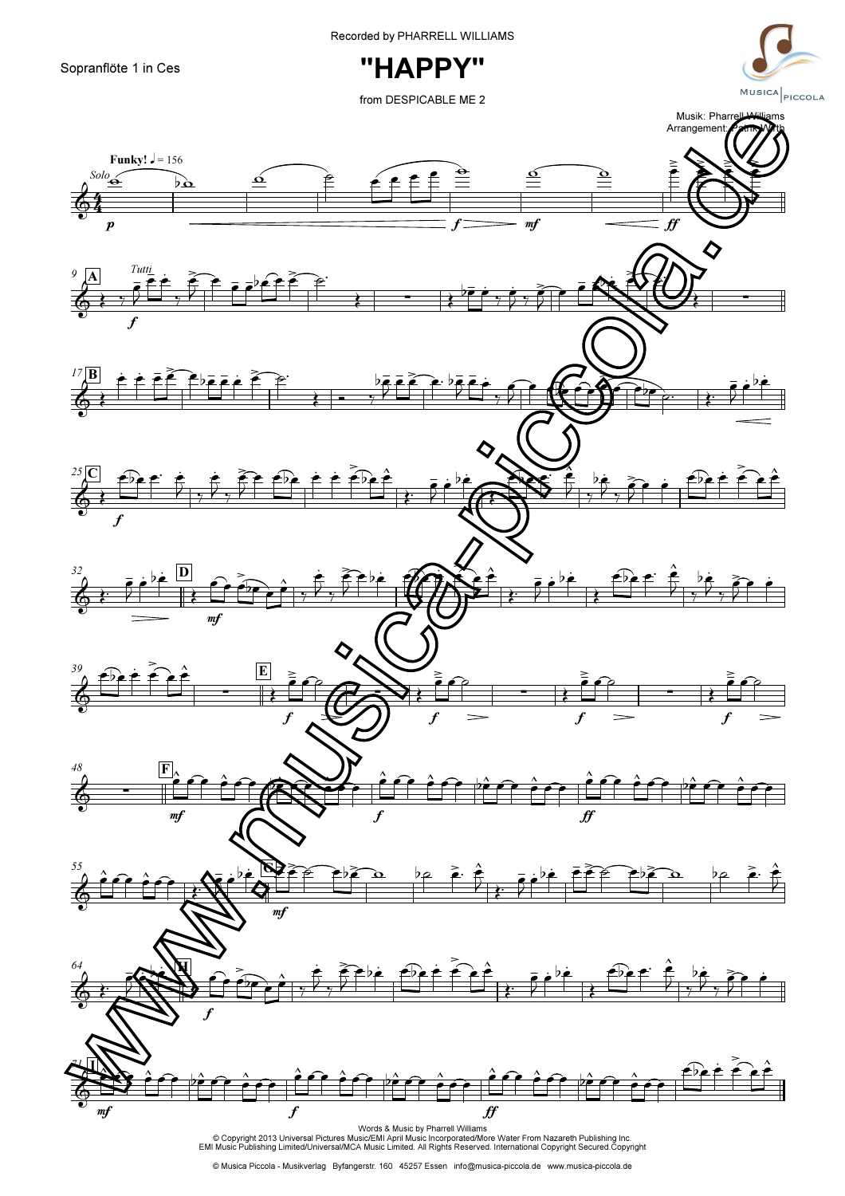Sopranflöte 1 in Ces

Recorded by PHARRELL WILLIAMS

# "HAPPY"

from DESPICABLE ME 2

Musik: Pharrell Williams
Arrangement: Patrik Wirth

Words & Music by Pharrell Williams
© Copyright 2013 Universal Pictures Music/EMI April Music Incorporated/More Water From Nazareth Publishing Inc.
EMI Music Publishing Limited/Universal/MCA Music Limited. All Rights Reserved. International Copyright Secured.Copyright

© Musica Piccola - Musikverlag Byfangerstr. 160 45257 Essen info@musica-piccola.de www.musica-piccola.de